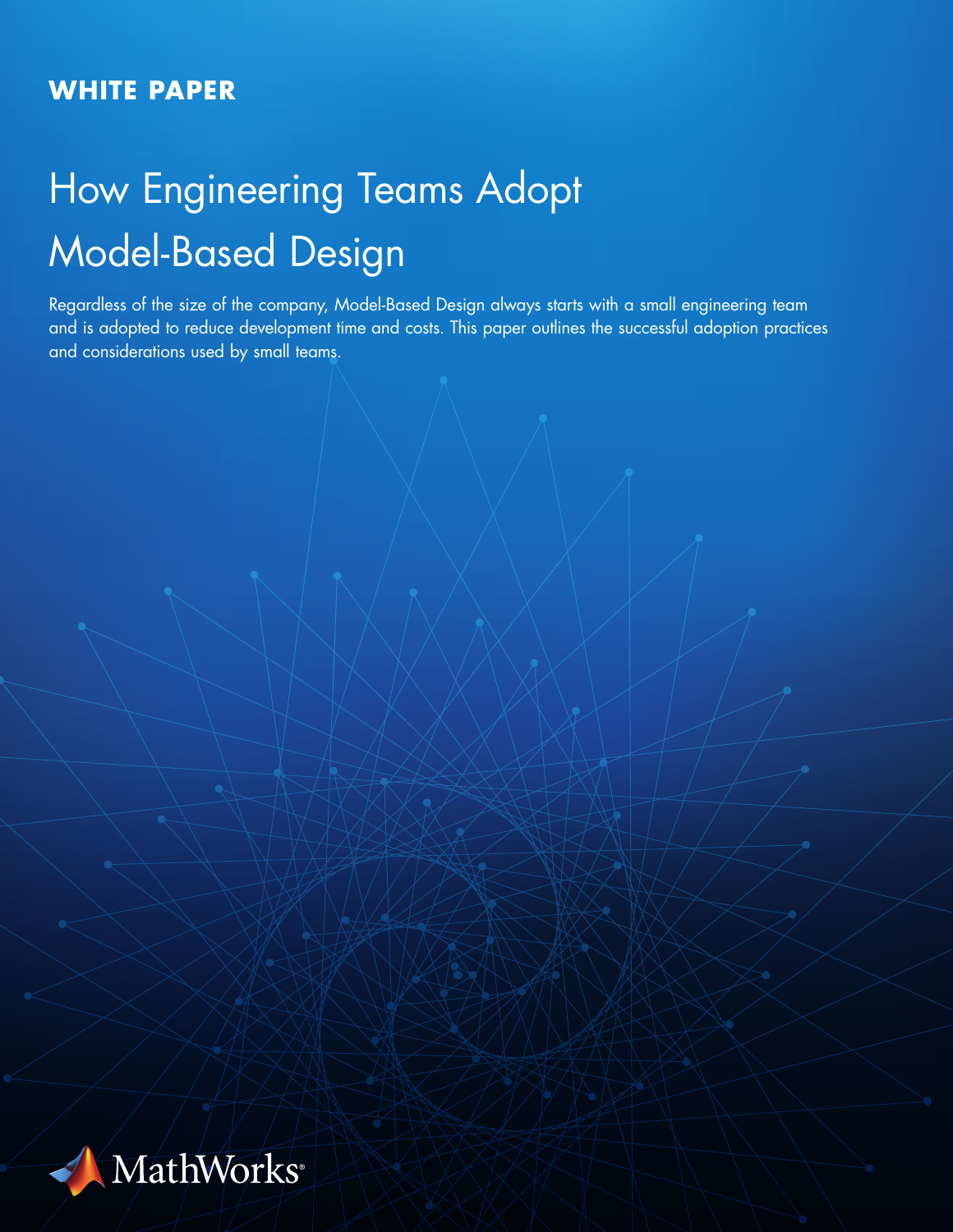**WHITE PAPER**

# How Engineering Teams Adopt Model-Based Design

Regardless of the size of the company, Model-Based Design always starts with a small engineering team and is adopted to reduce development time and costs. This paper outlines the successful adoption practices and considerations used by small teams.

MathWorks®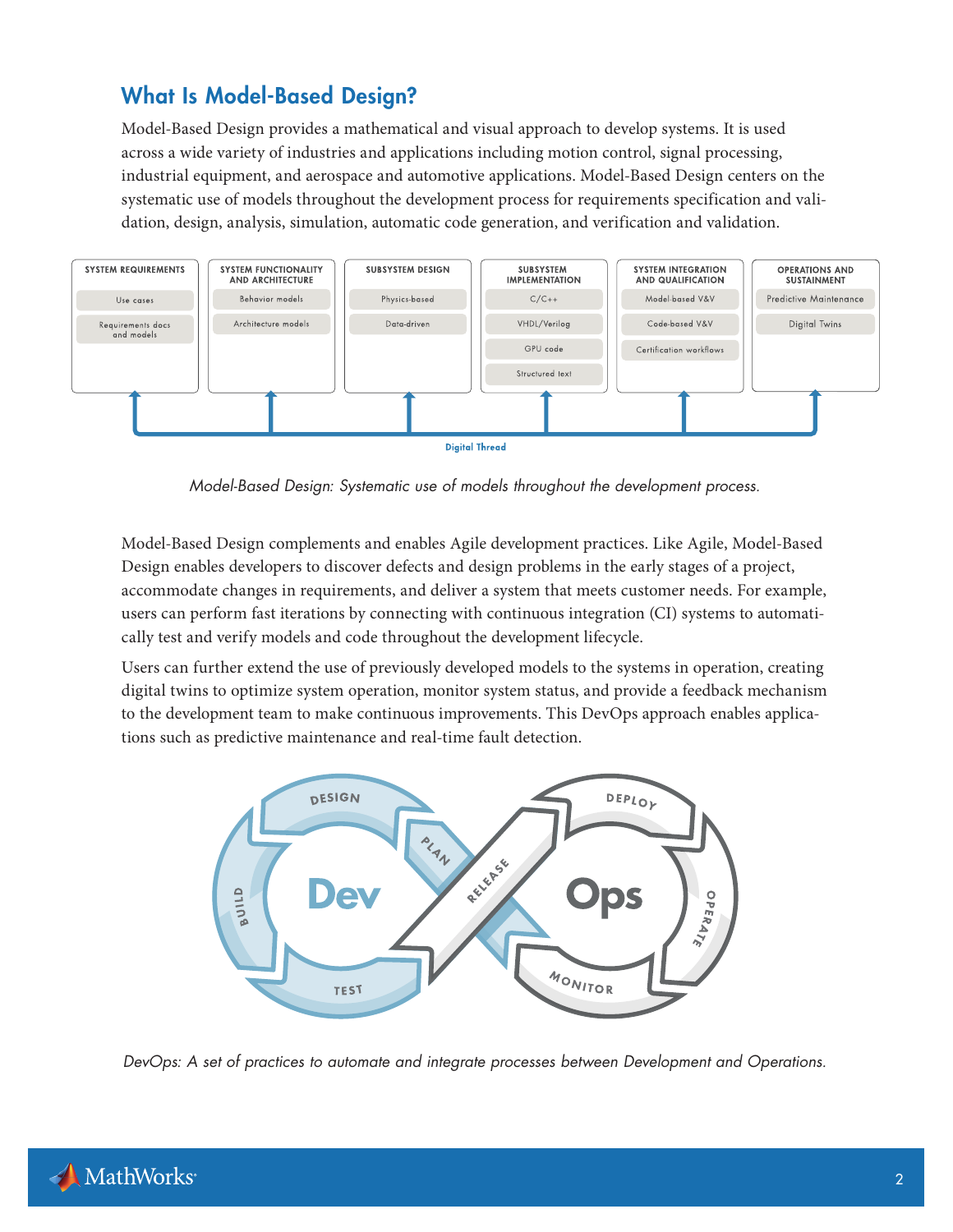## What Is Model-Based Design?

Model-Based Design provides a mathematical and visual approach to develop systems. It is used across a wide variety of industries and applications including motion control, signal processing, industrial equipment, and aerospace and automotive applications. Model-Based Design centers on the systematic use of models throughout the development process for requirements specification and validation, design, analysis, simulation, automatic code generation, and verification and validation.

| SYSTEM REQUIREMENTS | SYSTEM FUNCTIONALITY AND ARCHITECTURE | SUBSYSTEM DESIGN | SUBSYSTEM IMPLEMENTATION | SYSTEM INTEGRATION AND QUALIFICATION | OPERATIONS AND SUSTAINMENT |
| --- | --- | --- | --- | --- | --- |
| Use cases | Behavior models | Physics-based | C/C++ | Model-based V&V | Predictive Maintenance |
| Requirements docs and models | Architecture models | Data-driven | VHDL/Verilog | Code-based V&V | Digital Twins |
| | | | GPU code | Certification workflows | |
| | | | Structured text | | |

Digital Thread

*Model-Based Design: Systematic use of models throughout the development process.*

Model-Based Design complements and enables Agile development practices. Like Agile, Model-Based Design enables developers to discover defects and design problems in the early stages of a project, accommodate changes in requirements, and deliver a system that meets customer needs. For example, users can perform fast iterations by connecting with continuous integration (CI) systems to automatically test and verify models and code throughout the development lifecycle.

Users can further extend the use of previously developed models to the systems in operation, creating digital twins to optimize system operation, monitor system status, and provide a feedback mechanism to the development team to make continuous improvements. This DevOps approach enables applications such as predictive maintenance and real-time fault detection.

*DevOps: A set of practices to automate and integrate processes between Development and Operations.*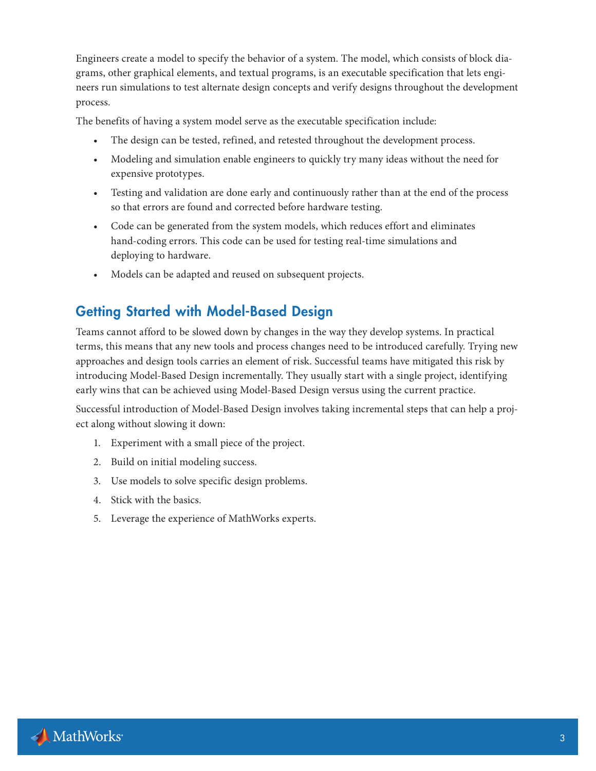Engineers create a model to specify the behavior of a system. The model, which consists of block diagrams, other graphical elements, and textual programs, is an executable specification that lets engineers run simulations to test alternate design concepts and verify designs throughout the development process.

The benefits of having a system model serve as the executable specification include:

- The design can be tested, refined, and retested throughout the development process.
- Modeling and simulation enable engineers to quickly try many ideas without the need for expensive prototypes.
- Testing and validation are done early and continuously rather than at the end of the process so that errors are found and corrected before hardware testing.
- Code can be generated from the system models, which reduces effort and eliminates hand-coding errors. This code can be used for testing real-time simulations and deploying to hardware.
- Models can be adapted and reused on subsequent projects.

## Getting Started with Model-Based Design

Teams cannot afford to be slowed down by changes in the way they develop systems. In practical terms, this means that any new tools and process changes need to be introduced carefully. Trying new approaches and design tools carries an element of risk. Successful teams have mitigated this risk by introducing Model-Based Design incrementally. They usually start with a single project, identifying early wins that can be achieved using Model-Based Design versus using the current practice.

Successful introduction of Model-Based Design involves taking incremental steps that can help a project along without slowing it down:

1. Experiment with a small piece of the project.
2. Build on initial modeling success.
3. Use models to solve specific design problems.
4. Stick with the basics.
5. Leverage the experience of MathWorks experts.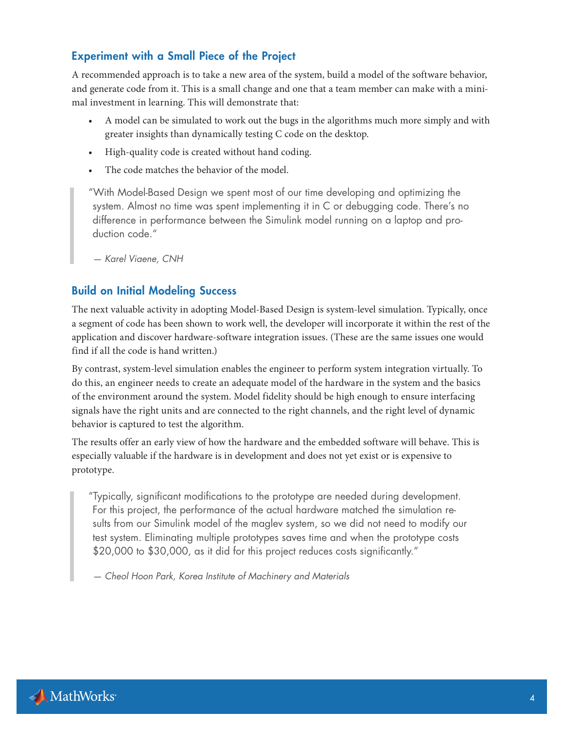## Experiment with a Small Piece of the Project

A recommended approach is to take a new area of the system, build a model of the software behavior, and generate code from it. This is a small change and one that a team member can make with a minimal investment in learning. This will demonstrate that:

- A model can be simulated to work out the bugs in the algorithms much more simply and with greater insights than dynamically testing C code on the desktop.
- High-quality code is created without hand coding.
- The code matches the behavior of the model.

> "With Model-Based Design we spent most of our time developing and optimizing the system. Almost no time was spent implementing it in C or debugging code. There's no difference in performance between the Simulink model running on a laptop and production code."
>
> *— Karel Viaene, CNH*

## Build on Initial Modeling Success

The next valuable activity in adopting Model-Based Design is system-level simulation. Typically, once a segment of code has been shown to work well, the developer will incorporate it within the rest of the application and discover hardware-software integration issues. (These are the same issues one would find if all the code is hand written.)

By contrast, system-level simulation enables the engineer to perform system integration virtually. To do this, an engineer needs to create an adequate model of the hardware in the system and the basics of the environment around the system. Model fidelity should be high enough to ensure interfacing signals have the right units and are connected to the right channels, and the right level of dynamic behavior is captured to test the algorithm.

The results offer an early view of how the hardware and the embedded software will behave. This is especially valuable if the hardware is in development and does not yet exist or is expensive to prototype.

> "Typically, significant modifications to the prototype are needed during development. For this project, the performance of the actual hardware matched the simulation results from our Simulink model of the maglev system, so we did not need to modify our test system. Eliminating multiple prototypes saves time and when the prototype costs $20,000 to $30,000, as it did for this project reduces costs significantly."
>
> *— Cheol Hoon Park, Korea Institute of Machinery and Materials*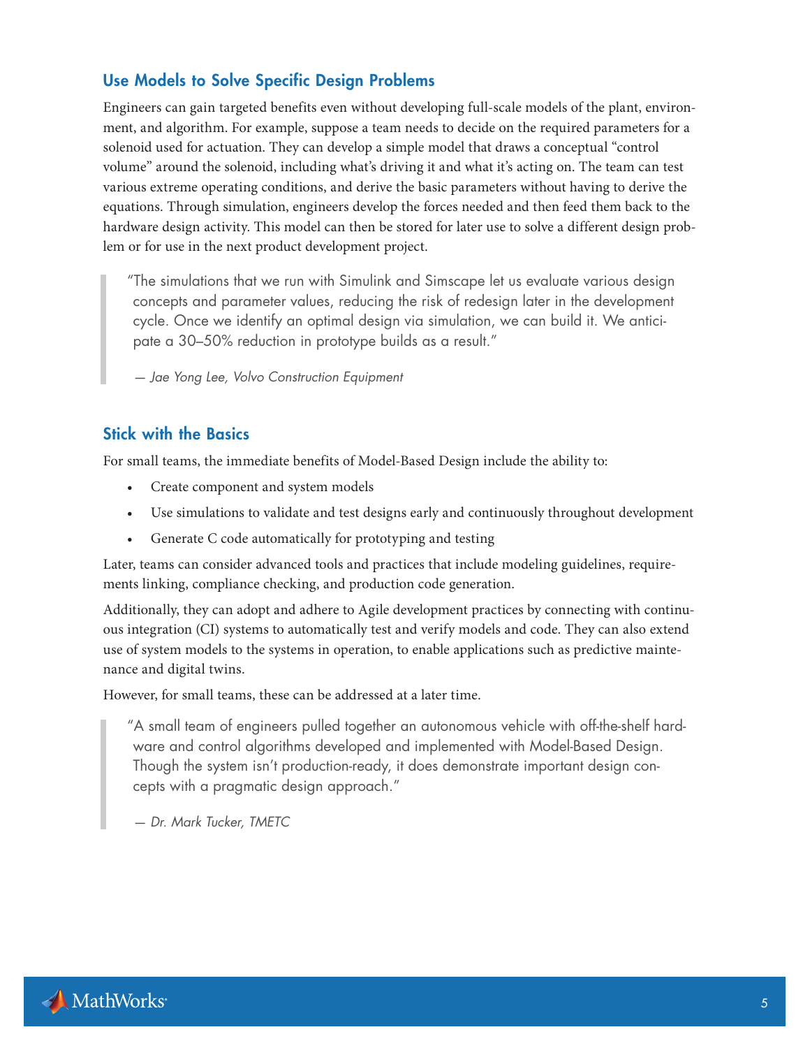## Use Models to Solve Specific Design Problems

Engineers can gain targeted benefits even without developing full-scale models of the plant, environment, and algorithm. For example, suppose a team needs to decide on the required parameters for a solenoid used for actuation. They can develop a simple model that draws a conceptual "control volume" around the solenoid, including what's driving it and what it's acting on. The team can test various extreme operating conditions, and derive the basic parameters without having to derive the equations. Through simulation, engineers develop the forces needed and then feed them back to the hardware design activity. This model can then be stored for later use to solve a different design problem or for use in the next product development project.

> "The simulations that we run with Simulink and Simscape let us evaluate various design concepts and parameter values, reducing the risk of redesign later in the development cycle. Once we identify an optimal design via simulation, we can build it. We anticipate a 30–50% reduction in prototype builds as a result."
>
> *— Jae Yong Lee, Volvo Construction Equipment*

## Stick with the Basics

For small teams, the immediate benefits of Model-Based Design include the ability to:

- Create component and system models
- Use simulations to validate and test designs early and continuously throughout development
- Generate C code automatically for prototyping and testing

Later, teams can consider advanced tools and practices that include modeling guidelines, requirements linking, compliance checking, and production code generation.

Additionally, they can adopt and adhere to Agile development practices by connecting with continuous integration (CI) systems to automatically test and verify models and code. They can also extend use of system models to the systems in operation, to enable applications such as predictive maintenance and digital twins.

However, for small teams, these can be addressed at a later time.

> "A small team of engineers pulled together an autonomous vehicle with off-the-shelf hardware and control algorithms developed and implemented with Model-Based Design. Though the system isn't production-ready, it does demonstrate important design concepts with a pragmatic design approach."
>
> *— Dr. Mark Tucker, TMETC*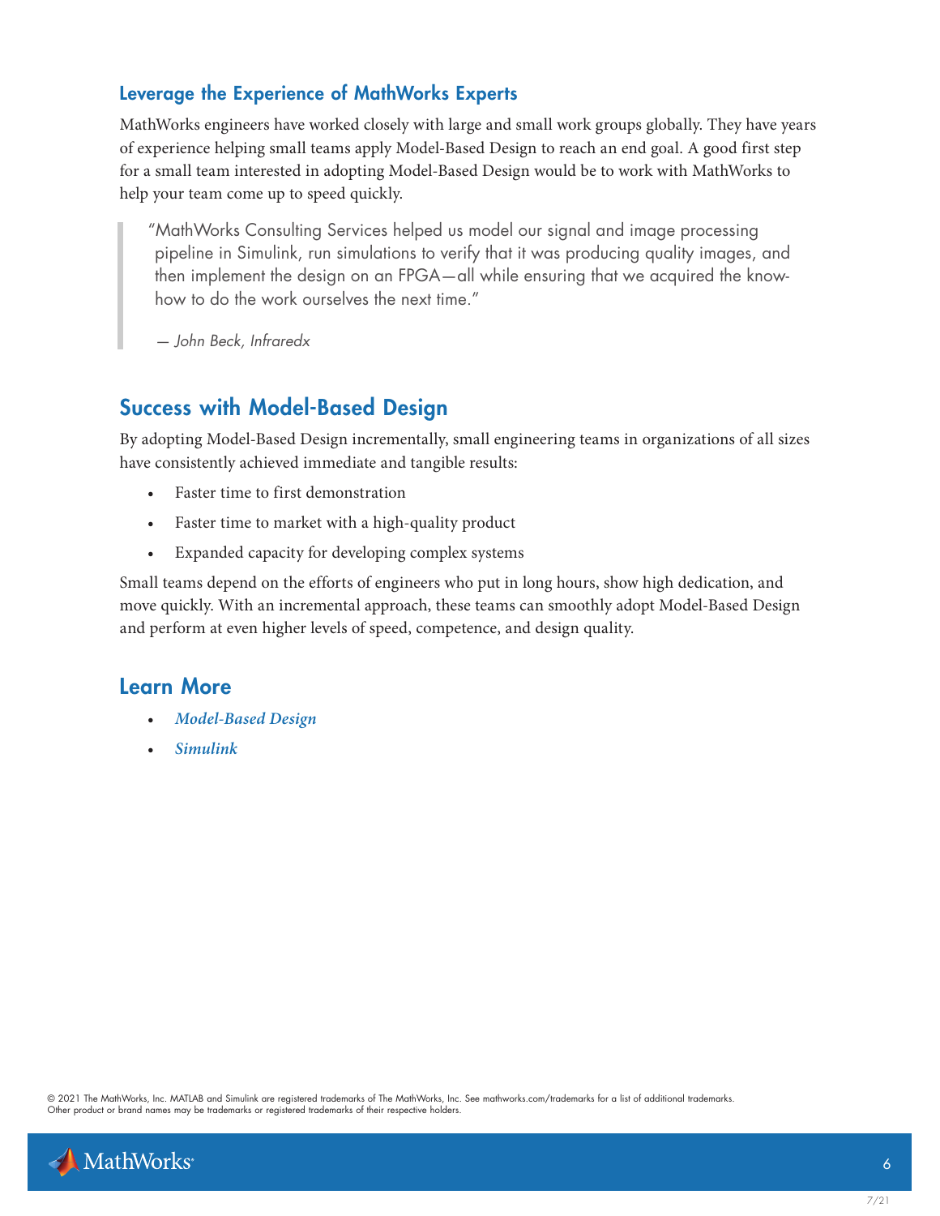### Leverage the Experience of MathWorks Experts

MathWorks engineers have worked closely with large and small work groups globally. They have years of experience helping small teams apply Model-Based Design to reach an end goal. A good first step for a small team interested in adopting Model-Based Design would be to work with MathWorks to help your team come up to speed quickly.

> "MathWorks Consulting Services helped us model our signal and image processing pipeline in Simulink, run simulations to verify that it was producing quality images, and then implement the design on an FPGA—all while ensuring that we acquired the know-how to do the work ourselves the next time."
>
> *— John Beck, Infraredx*

## Success with Model-Based Design

By adopting Model-Based Design incrementally, small engineering teams in organizations of all sizes have consistently achieved immediate and tangible results:

- Faster time to first demonstration
- Faster time to market with a high-quality product
- Expanded capacity for developing complex systems

Small teams depend on the efforts of engineers who put in long hours, show high dedication, and move quickly. With an incremental approach, these teams can smoothly adopt Model-Based Design and perform at even higher levels of speed, competence, and design quality.

## Learn More

- *Model-Based Design*
- *Simulink*

© 2021 The MathWorks, Inc. MATLAB and Simulink are registered trademarks of The MathWorks, Inc. See mathworks.com/trademarks for a list of additional trademarks. Other product or brand names may be trademarks or registered trademarks of their respective holders.

7/21